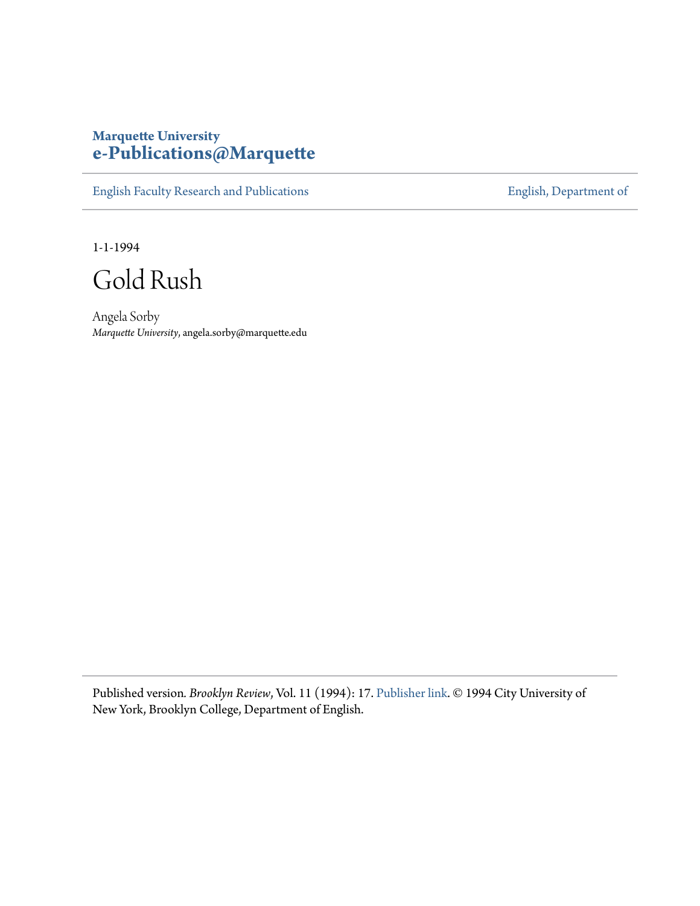Marquette University
**e-Publications@Marquette**

English Faculty Research and Publications | English, Department of

1-1-1994

# Gold Rush

Angela Sorby
*Marquette University*, angela.sorby@marquette.edu

Published version. *Brooklyn Review*, Vol. 11 (1994): 17. Publisher link. © 1994 City University of New York, Brooklyn College, Department of English.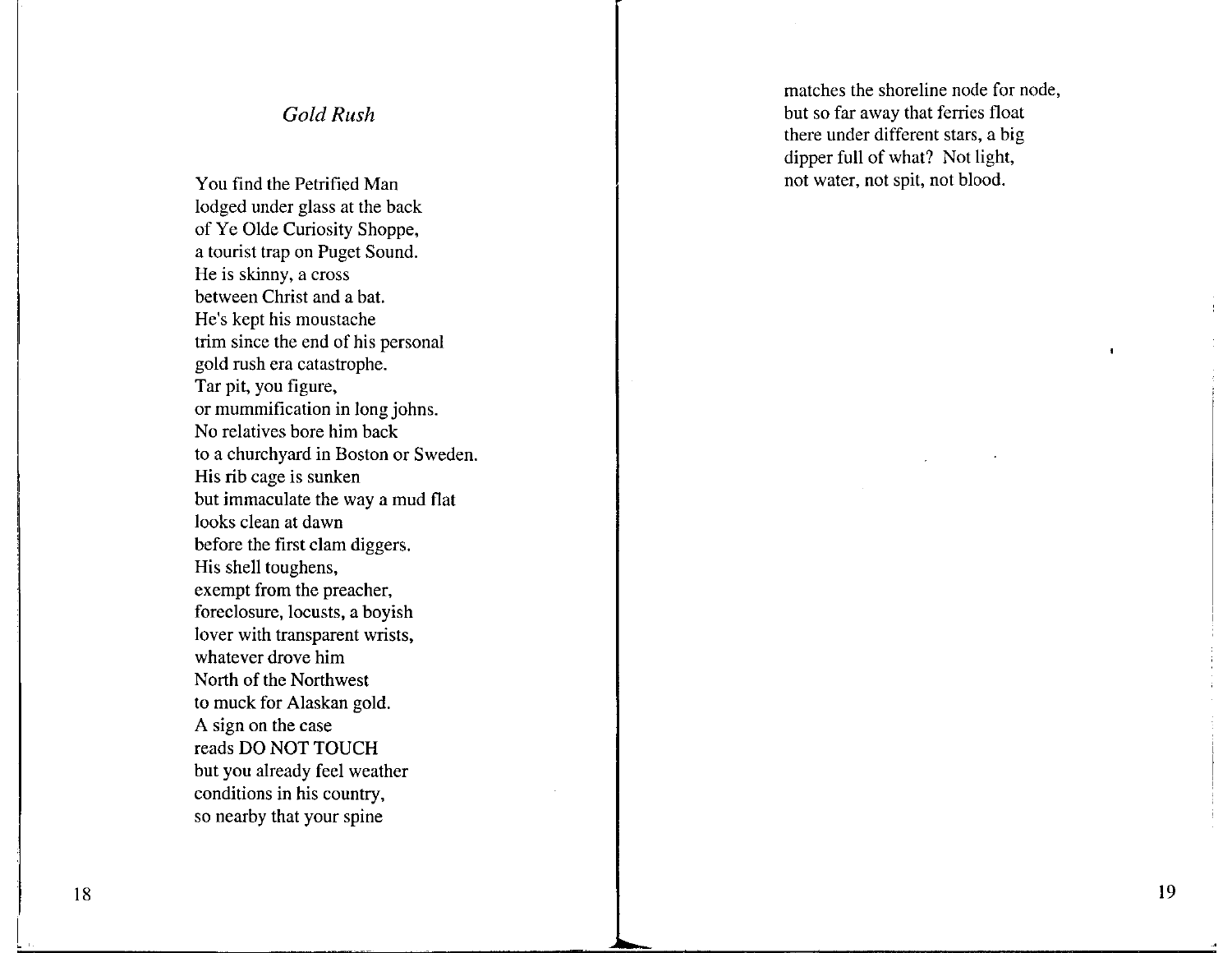*Gold Rush*

You find the Petrified Man
lodged under glass at the back
of Ye Olde Curiosity Shoppe,
a tourist trap on Puget Sound.
He is skinny, a cross
between Christ and a bat.
He's kept his moustache
trim since the end of his personal
gold rush era catastrophe.
Tar pit, you figure,
or mummification in long johns.
No relatives bore him back
to a churchyard in Boston or Sweden.
His rib cage is sunken
but immaculate the way a mud flat
looks clean at dawn
before the first clam diggers.
His shell toughens,
exempt from the preacher,
foreclosure, locusts, a boyish
lover with transparent wrists,
whatever drove him
North of the Northwest
to muck for Alaskan gold.
A sign on the case
reads DO NOT TOUCH
but you already feel weather
conditions in his country,
so nearby that your spine
matches the shoreline node for node,
but so far away that ferries float
there under different stars, a big
dipper full of what? Not light,
not water, not spit, not blood.